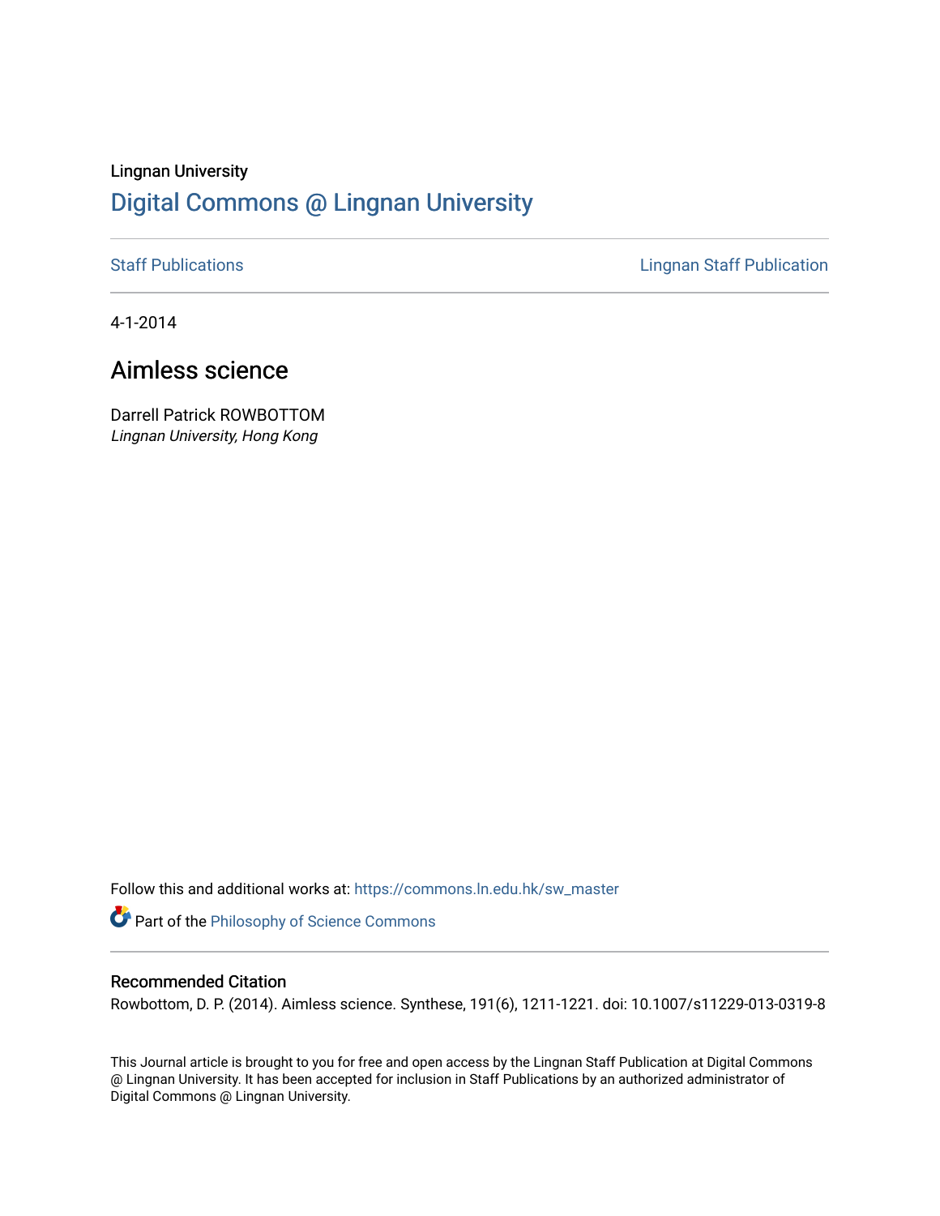Lingnan University

# Digital Commons @ Lingnan University

Staff Publications

Lingnan Staff Publication

4-1-2014

## Aimless science

Darrell Patrick ROWBOTTOM
*Lingnan University, Hong Kong*

Follow this and additional works at: https://commons.ln.edu.hk/sw_master

Part of the Philosophy of Science Commons

### Recommended Citation

Rowbottom, D. P. (2014). Aimless science. Synthese, 191(6), 1211-1221. doi: 10.1007/s11229-013-0319-8

This Journal article is brought to you for free and open access by the Lingnan Staff Publication at Digital Commons @ Lingnan University. It has been accepted for inclusion in Staff Publications by an authorized administrator of Digital Commons @ Lingnan University.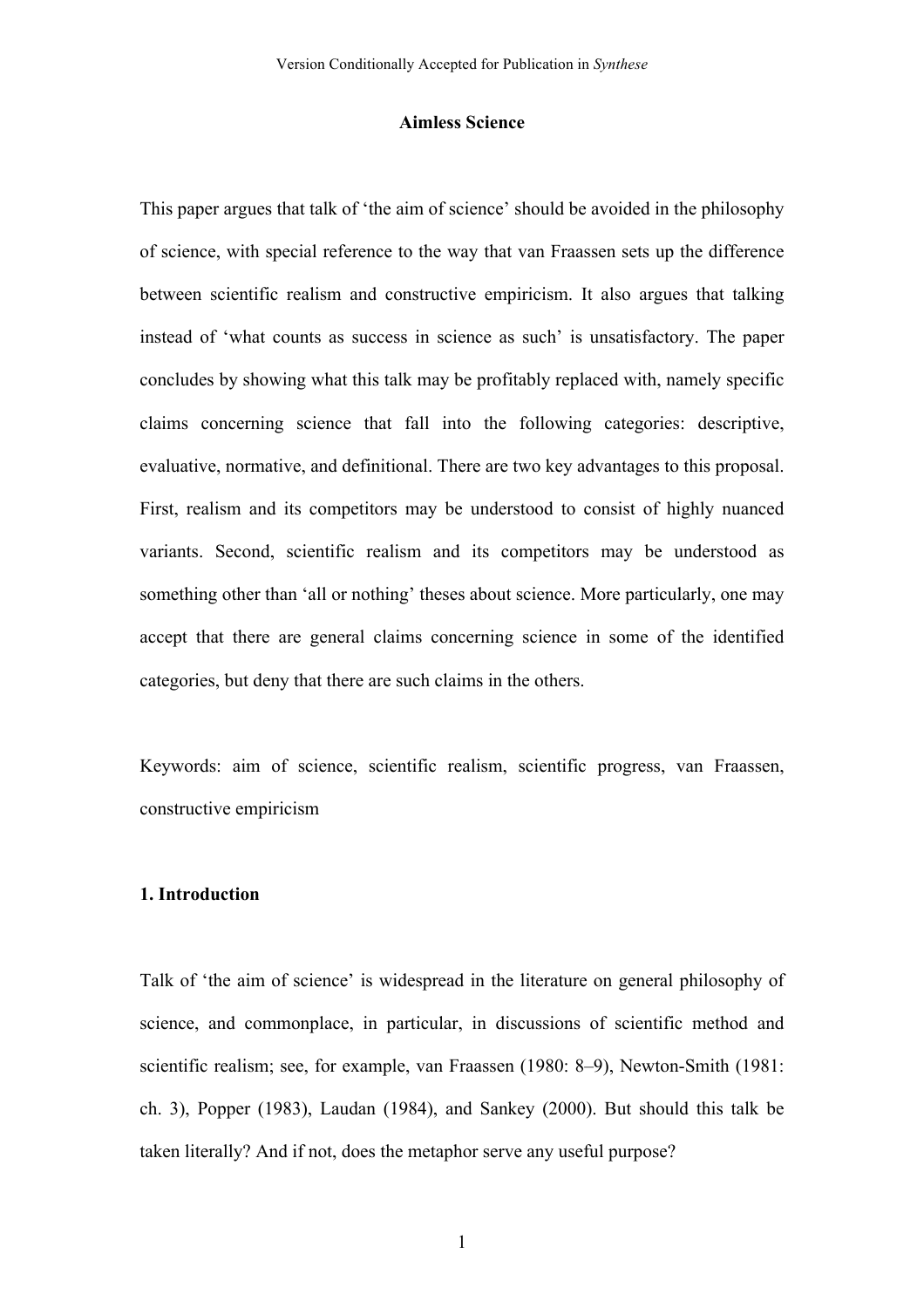# Aimless Science

This paper argues that talk of 'the aim of science' should be avoided in the philosophy of science, with special reference to the way that van Fraassen sets up the difference between scientific realism and constructive empiricism. It also argues that talking instead of 'what counts as success in science as such' is unsatisfactory. The paper concludes by showing what this talk may be profitably replaced with, namely specific claims concerning science that fall into the following categories: descriptive, evaluative, normative, and definitional. There are two key advantages to this proposal. First, realism and its competitors may be understood to consist of highly nuanced variants. Second, scientific realism and its competitors may be understood as something other than 'all or nothing' theses about science. More particularly, one may accept that there are general claims concerning science in some of the identified categories, but deny that there are such claims in the others.

Keywords: aim of science, scientific realism, scientific progress, van Fraassen, constructive empiricism

## 1. Introduction

Talk of 'the aim of science' is widespread in the literature on general philosophy of science, and commonplace, in particular, in discussions of scientific method and scientific realism; see, for example, van Fraassen (1980: 8–9), Newton-Smith (1981: ch. 3), Popper (1983), Laudan (1984), and Sankey (2000). But should this talk be taken literally? And if not, does the metaphor serve any useful purpose?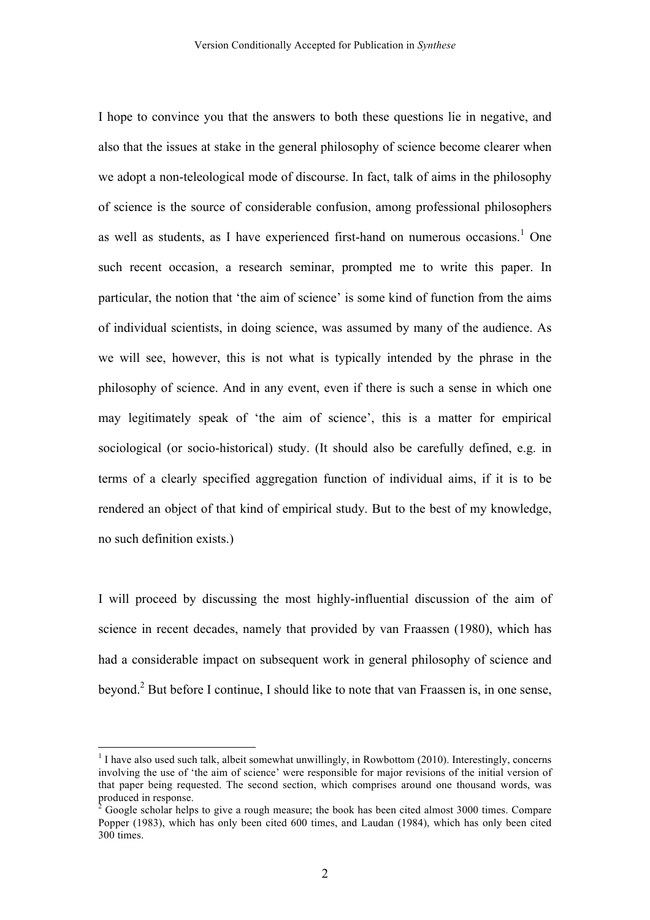I hope to convince you that the answers to both these questions lie in negative, and also that the issues at stake in the general philosophy of science become clearer when we adopt a non-teleological mode of discourse. In fact, talk of aims in the philosophy of science is the source of considerable confusion, among professional philosophers as well as students, as I have experienced first-hand on numerous occasions.[1] One such recent occasion, a research seminar, prompted me to write this paper. In particular, the notion that 'the aim of science' is some kind of function from the aims of individual scientists, in doing science, was assumed by many of the audience. As we will see, however, this is not what is typically intended by the phrase in the philosophy of science. And in any event, even if there is such a sense in which one may legitimately speak of 'the aim of science', this is a matter for empirical sociological (or socio-historical) study. (It should also be carefully defined, e.g. in terms of a clearly specified aggregation function of individual aims, if it is to be rendered an object of that kind of empirical study. But to the best of my knowledge, no such definition exists.)

I will proceed by discussing the most highly-influential discussion of the aim of science in recent decades, namely that provided by van Fraassen (1980), which has had a considerable impact on subsequent work in general philosophy of science and beyond.[2] But before I continue, I should like to note that van Fraassen is, in one sense,

[1] I have also used such talk, albeit somewhat unwillingly, in Rowbottom (2010). Interestingly, concerns involving the use of 'the aim of science' were responsible for major revisions of the initial version of that paper being requested. The second section, which comprises around one thousand words, was produced in response.

[2] Google scholar helps to give a rough measure; the book has been cited almost 3000 times. Compare Popper (1983), which has only been cited 600 times, and Laudan (1984), which has only been cited 300 times.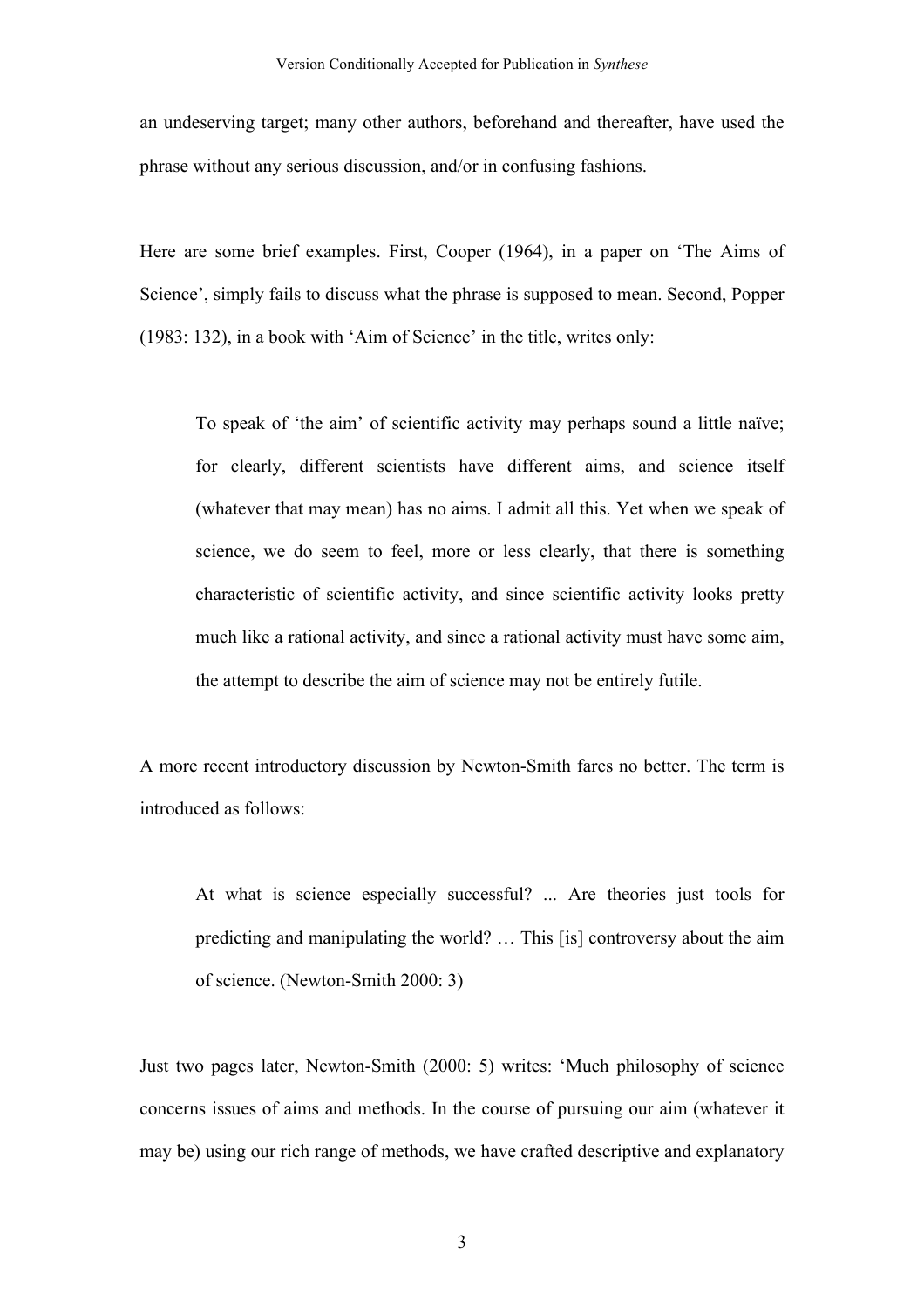an undeserving target; many other authors, beforehand and thereafter, have used the phrase without any serious discussion, and/or in confusing fashions.

Here are some brief examples. First, Cooper (1964), in a paper on 'The Aims of Science', simply fails to discuss what the phrase is supposed to mean. Second, Popper (1983: 132), in a book with 'Aim of Science' in the title, writes only:

> To speak of 'the aim' of scientific activity may perhaps sound a little naïve; for clearly, different scientists have different aims, and science itself (whatever that may mean) has no aims. I admit all this. Yet when we speak of science, we do seem to feel, more or less clearly, that there is something characteristic of scientific activity, and since scientific activity looks pretty much like a rational activity, and since a rational activity must have some aim, the attempt to describe the aim of science may not be entirely futile.

A more recent introductory discussion by Newton-Smith fares no better. The term is introduced as follows:

> At what is science especially successful? ... Are theories just tools for predicting and manipulating the world? … This [is] controversy about the aim of science. (Newton-Smith 2000: 3)

Just two pages later, Newton-Smith (2000: 5) writes: 'Much philosophy of science concerns issues of aims and methods. In the course of pursuing our aim (whatever it may be) using our rich range of methods, we have crafted descriptive and explanatory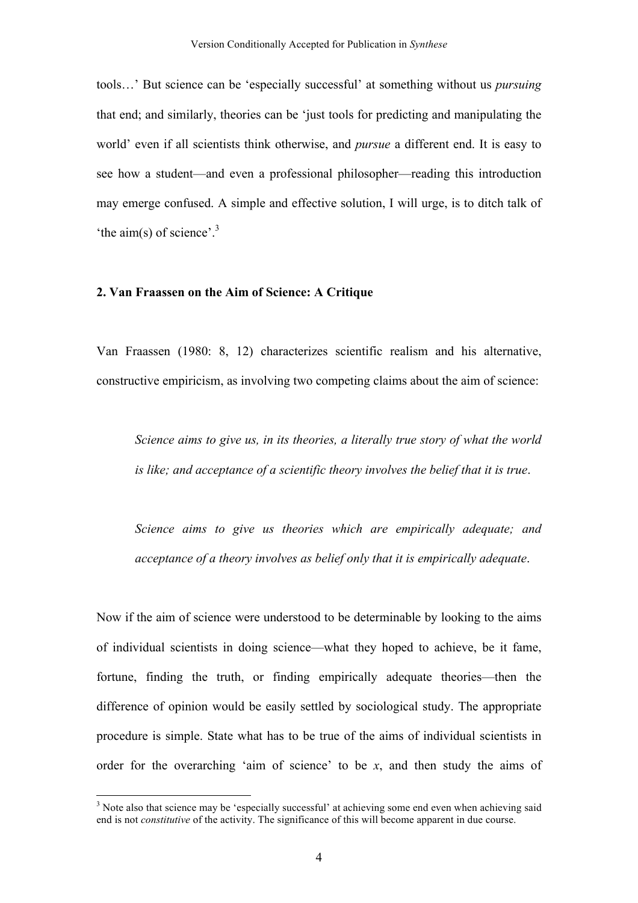tools…' But science can be 'especially successful' at something without us *pursuing* that end; and similarly, theories can be 'just tools for predicting and manipulating the world' even if all scientists think otherwise, and *pursue* a different end. It is easy to see how a student—and even a professional philosopher—reading this introduction may emerge confused. A simple and effective solution, I will urge, is to ditch talk of 'the aim(s) of science'.[3]

## 2. Van Fraassen on the Aim of Science: A Critique

Van Fraassen (1980: 8, 12) characterizes scientific realism and his alternative, constructive empiricism, as involving two competing claims about the aim of science:

> *Science aims to give us, in its theories, a literally true story of what the world is like; and acceptance of a scientific theory involves the belief that it is true.*

> *Science aims to give us theories which are empirically adequate; and acceptance of a theory involves as belief only that it is empirically adequate.*

Now if the aim of science were understood to be determinable by looking to the aims of individual scientists in doing science—what they hoped to achieve, be it fame, fortune, finding the truth, or finding empirically adequate theories—then the difference of opinion would be easily settled by sociological study. The appropriate procedure is simple. State what has to be true of the aims of individual scientists in order for the overarching 'aim of science' to be *x*, and then study the aims of

[3] Note also that science may be 'especially successful' at achieving some end even when achieving said end is not *constitutive* of the activity. The significance of this will become apparent in due course.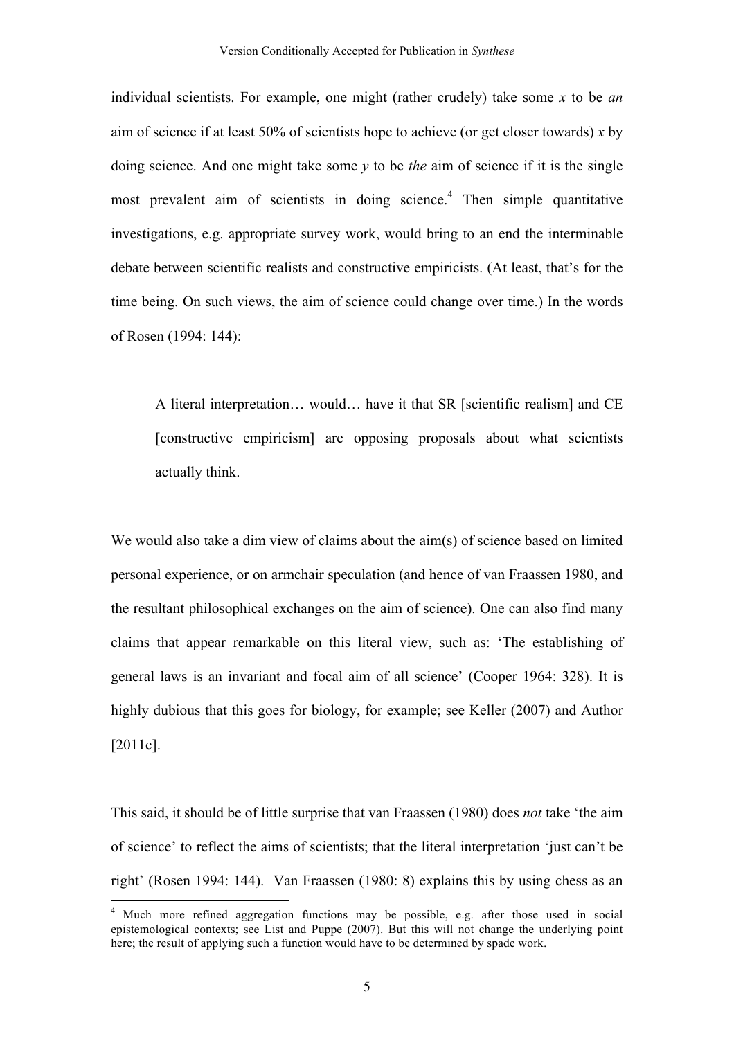individual scientists. For example, one might (rather crudely) take some $x$ to be *an* aim of science if at least 50% of scientists hope to achieve (or get closer towards) $x$ by doing science. And one might take some $y$ to be *the* aim of science if it is the single most prevalent aim of scientists in doing science.[4] Then simple quantitative investigations, e.g. appropriate survey work, would bring to an end the interminable debate between scientific realists and constructive empiricists. (At least, that's for the time being. On such views, the aim of science could change over time.) In the words of Rosen (1994: 144):

> A literal interpretation… would… have it that SR [scientific realism] and CE [constructive empiricism] are opposing proposals about what scientists actually think.

We would also take a dim view of claims about the aim(s) of science based on limited personal experience, or on armchair speculation (and hence of van Fraassen 1980, and the resultant philosophical exchanges on the aim of science). One can also find many claims that appear remarkable on this literal view, such as: 'The establishing of general laws is an invariant and focal aim of all science' (Cooper 1964: 328). It is highly dubious that this goes for biology, for example; see Keller (2007) and Author [2011c].

This said, it should be of little surprise that van Fraassen (1980) does *not* take 'the aim of science' to reflect the aims of scientists; that the literal interpretation 'just can't be right' (Rosen 1994: 144). Van Fraassen (1980: 8) explains this by using chess as an

[4] Much more refined aggregation functions may be possible, e.g. after those used in social epistemological contexts; see List and Puppe (2007). But this will not change the underlying point here; the result of applying such a function would have to be determined by spade work.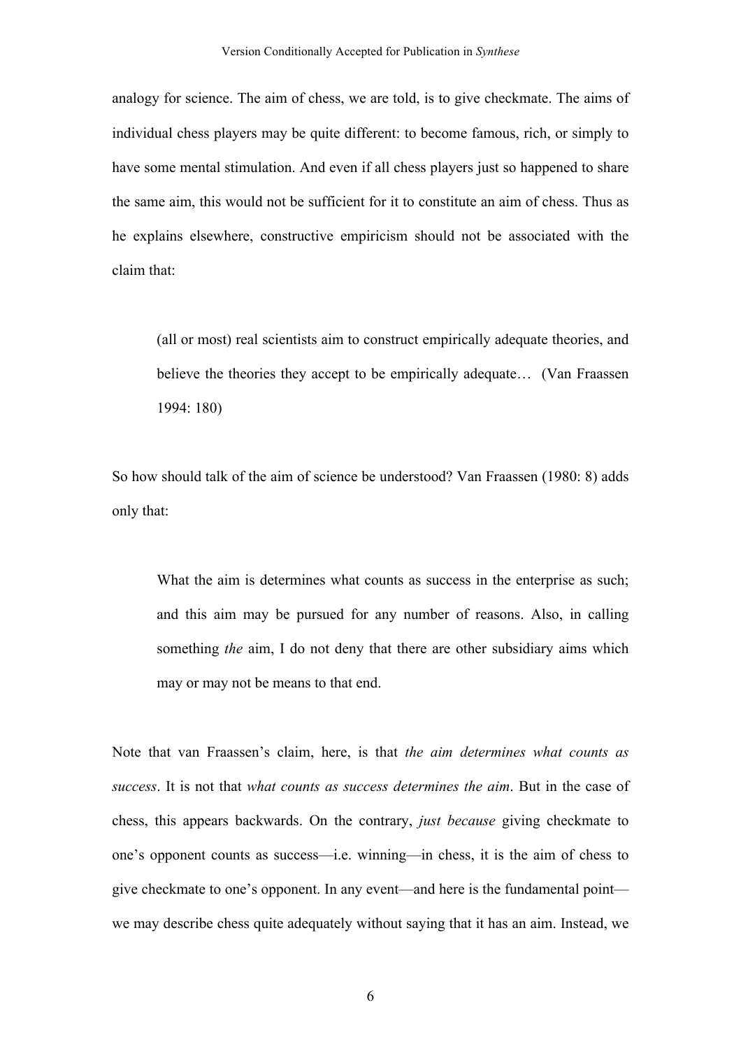analogy for science. The aim of chess, we are told, is to give checkmate. The aims of individual chess players may be quite different: to become famous, rich, or simply to have some mental stimulation. And even if all chess players just so happened to share the same aim, this would not be sufficient for it to constitute an aim of chess. Thus as he explains elsewhere, constructive empiricism should not be associated with the claim that:

> (all or most) real scientists aim to construct empirically adequate theories, and believe the theories they accept to be empirically adequate… (Van Fraassen 1994: 180)

So how should talk of the aim of science be understood? Van Fraassen (1980: 8) adds only that:

> What the aim is determines what counts as success in the enterprise as such; and this aim may be pursued for any number of reasons. Also, in calling something *the* aim, I do not deny that there are other subsidiary aims which may or may not be means to that end.

Note that van Fraassen's claim, here, is that *the aim determines what counts as success*. It is not that *what counts as success determines the aim*. But in the case of chess, this appears backwards. On the contrary, *just because* giving checkmate to one's opponent counts as success—i.e. winning—in chess, it is the aim of chess to give checkmate to one's opponent. In any event—and here is the fundamental point—we may describe chess quite adequately without saying that it has an aim. Instead, we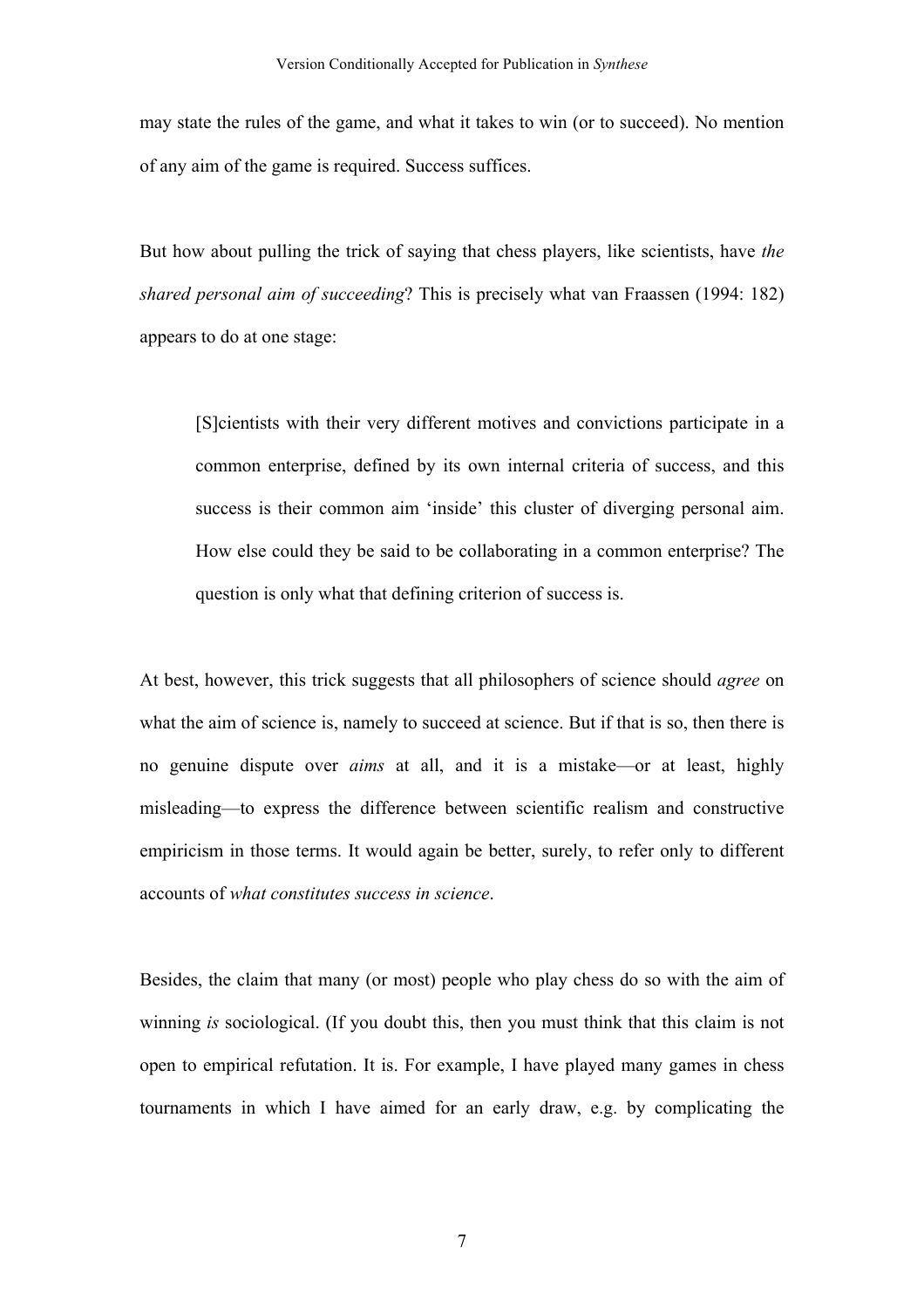may state the rules of the game, and what it takes to win (or to succeed). No mention of any aim of the game is required. Success suffices.

But how about pulling the trick of saying that chess players, like scientists, have *the shared personal aim of succeeding*? This is precisely what van Fraassen (1994: 182) appears to do at one stage:

> [S]cientists with their very different motives and convictions participate in a common enterprise, defined by its own internal criteria of success, and this success is their common aim 'inside' this cluster of diverging personal aim. How else could they be said to be collaborating in a common enterprise? The question is only what that defining criterion of success is.

At best, however, this trick suggests that all philosophers of science should *agree* on what the aim of science is, namely to succeed at science. But if that is so, then there is no genuine dispute over *aims* at all, and it is a mistake—or at least, highly misleading—to express the difference between scientific realism and constructive empiricism in those terms. It would again be better, surely, to refer only to different accounts of *what constitutes success in science*.

Besides, the claim that many (or most) people who play chess do so with the aim of winning *is* sociological. (If you doubt this, then you must think that this claim is not open to empirical refutation. It is. For example, I have played many games in chess tournaments in which I have aimed for an early draw, e.g. by complicating the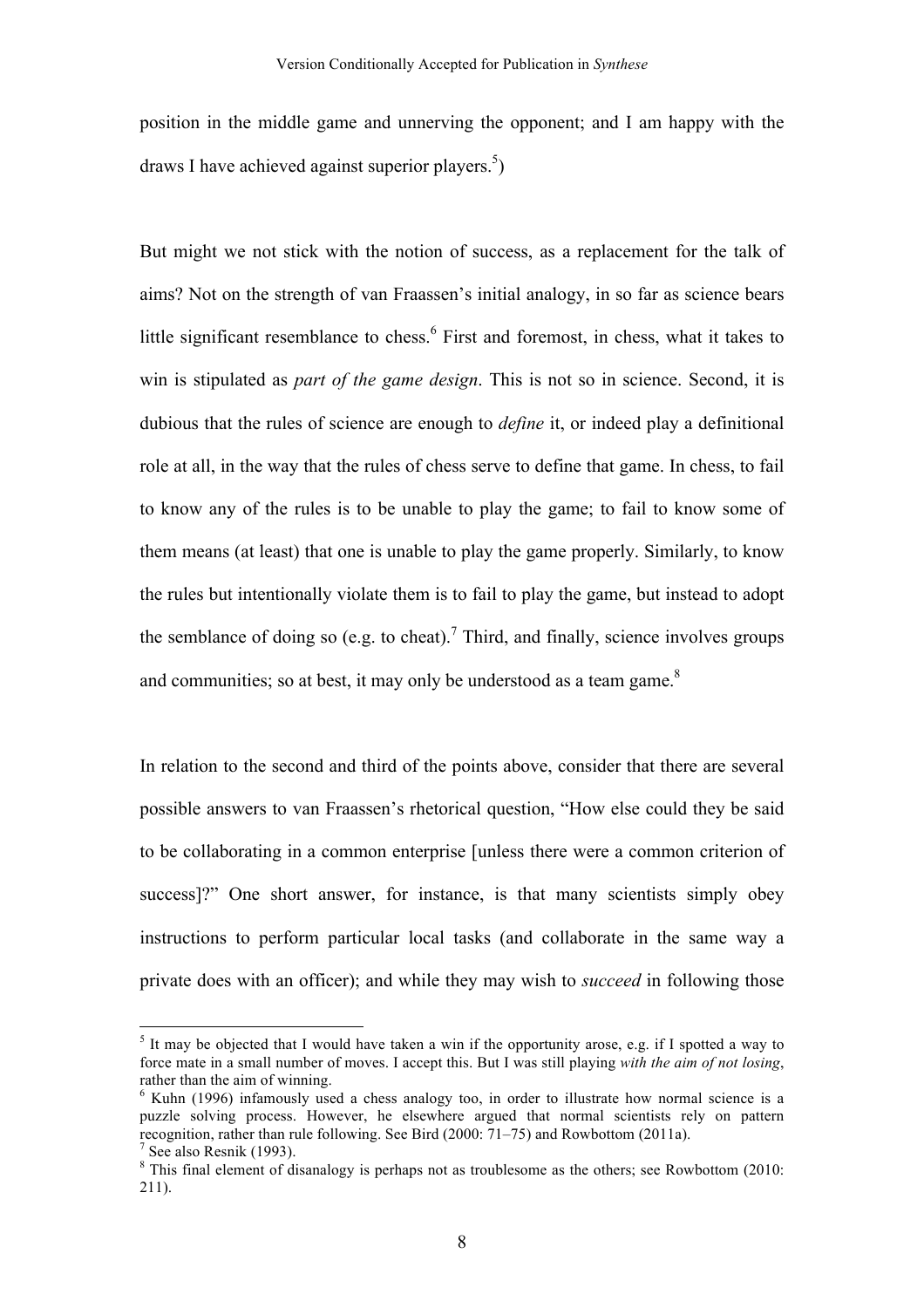position in the middle game and unnerving the opponent; and I am happy with the draws I have achieved against superior players.[5])

But might we not stick with the notion of success, as a replacement for the talk of aims? Not on the strength of van Fraassen's initial analogy, in so far as science bears little significant resemblance to chess.[6] First and foremost, in chess, what it takes to win is stipulated as *part of the game design*. This is not so in science. Second, it is dubious that the rules of science are enough to *define* it, or indeed play a definitional role at all, in the way that the rules of chess serve to define that game. In chess, to fail to know any of the rules is to be unable to play the game; to fail to know some of them means (at least) that one is unable to play the game properly. Similarly, to know the rules but intentionally violate them is to fail to play the game, but instead to adopt the semblance of doing so (e.g. to cheat).[7] Third, and finally, science involves groups and communities; so at best, it may only be understood as a team game.[8]

In relation to the second and third of the points above, consider that there are several possible answers to van Fraassen's rhetorical question, "How else could they be said to be collaborating in a common enterprise [unless there were a common criterion of success]?" One short answer, for instance, is that many scientists simply obey instructions to perform particular local tasks (and collaborate in the same way a private does with an officer); and while they may wish to *succeed* in following those

---

[5] It may be objected that I would have taken a win if the opportunity arose, e.g. if I spotted a way to force mate in a small number of moves. I accept this. But I was still playing *with the aim of not losing*, rather than the aim of winning.

[6] Kuhn (1996) infamously used a chess analogy too, in order to illustrate how normal science is a puzzle solving process. However, he elsewhere argued that normal scientists rely on pattern recognition, rather than rule following. See Bird (2000: 71–75) and Rowbottom (2011a).

[7] See also Resnik (1993).

[8] This final element of disanalogy is perhaps not as troublesome as the others; see Rowbottom (2010: 211).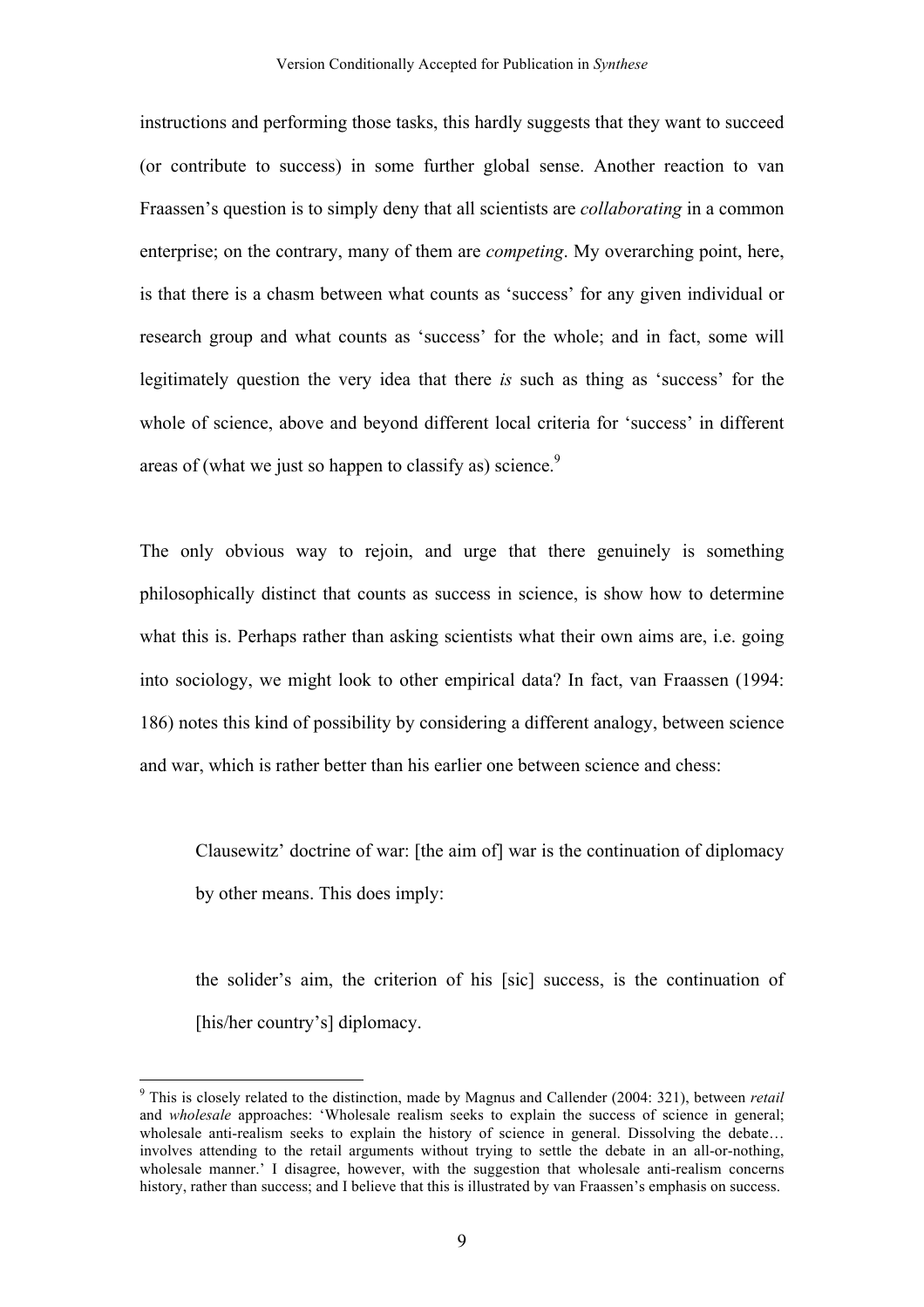instructions and performing those tasks, this hardly suggests that they want to succeed (or contribute to success) in some further global sense. Another reaction to van Fraassen's question is to simply deny that all scientists are *collaborating* in a common enterprise; on the contrary, many of them are *competing*. My overarching point, here, is that there is a chasm between what counts as 'success' for any given individual or research group and what counts as 'success' for the whole; and in fact, some will legitimately question the very idea that there *is* such as thing as 'success' for the whole of science, above and beyond different local criteria for 'success' in different areas of (what we just so happen to classify as) science.[9]

The only obvious way to rejoin, and urge that there genuinely is something philosophically distinct that counts as success in science, is show how to determine what this is. Perhaps rather than asking scientists what their own aims are, i.e. going into sociology, we might look to other empirical data? In fact, van Fraassen (1994: 186) notes this kind of possibility by considering a different analogy, between science and war, which is rather better than his earlier one between science and chess:

> Clausewitz' doctrine of war: [the aim of] war is the continuation of diplomacy by other means. This does imply:
>
> the solider's aim, the criterion of his [sic] success, is the continuation of [his/her country's] diplomacy.

[9] This is closely related to the distinction, made by Magnus and Callender (2004: 321), between *retail* and *wholesale* approaches: 'Wholesale realism seeks to explain the success of science in general; wholesale anti-realism seeks to explain the history of science in general. Dissolving the debate… involves attending to the retail arguments without trying to settle the debate in an all-or-nothing, wholesale manner.' I disagree, however, with the suggestion that wholesale anti-realism concerns history, rather than success; and I believe that this is illustrated by van Fraassen's emphasis on success.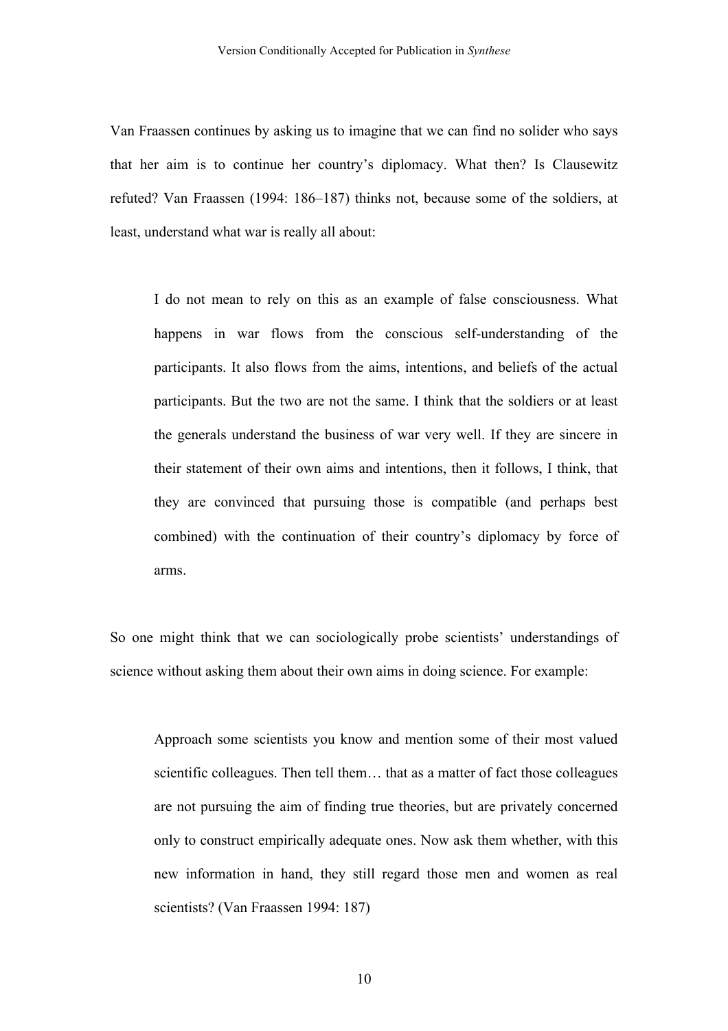Van Fraassen continues by asking us to imagine that we can find no solider who says that her aim is to continue her country's diplomacy. What then? Is Clausewitz refuted? Van Fraassen (1994: 186–187) thinks not, because some of the soldiers, at least, understand what war is really all about:

> I do not mean to rely on this as an example of false consciousness. What happens in war flows from the conscious self-understanding of the participants. It also flows from the aims, intentions, and beliefs of the actual participants. But the two are not the same. I think that the soldiers or at least the generals understand the business of war very well. If they are sincere in their statement of their own aims and intentions, then it follows, I think, that they are convinced that pursuing those is compatible (and perhaps best combined) with the continuation of their country's diplomacy by force of arms.

So one might think that we can sociologically probe scientists' understandings of science without asking them about their own aims in doing science. For example:

> Approach some scientists you know and mention some of their most valued scientific colleagues. Then tell them… that as a matter of fact those colleagues are not pursuing the aim of finding true theories, but are privately concerned only to construct empirically adequate ones. Now ask them whether, with this new information in hand, they still regard those men and women as real scientists? (Van Fraassen 1994: 187)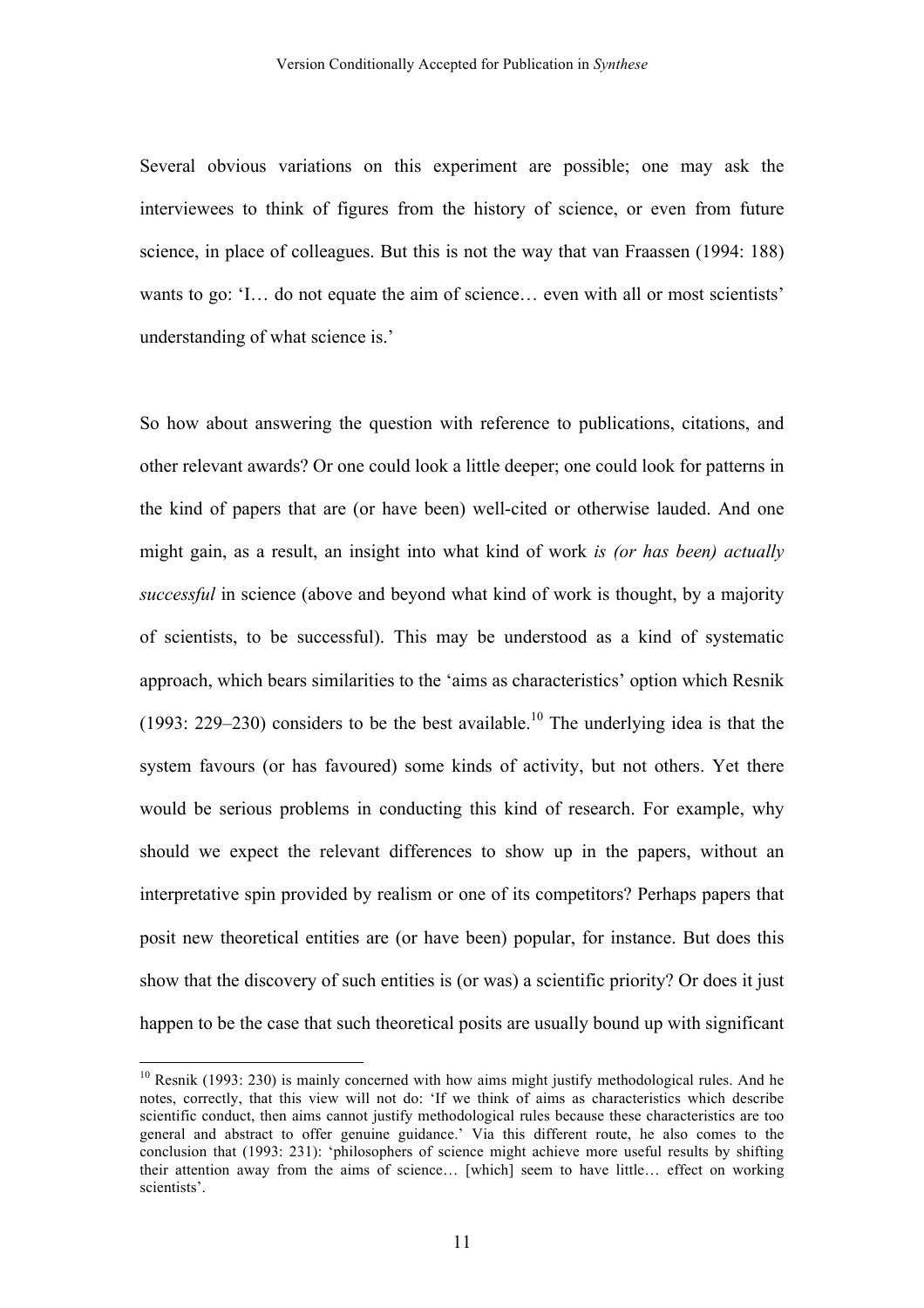Several obvious variations on this experiment are possible; one may ask the interviewees to think of figures from the history of science, or even from future science, in place of colleagues. But this is not the way that van Fraassen (1994: 188) wants to go: 'I… do not equate the aim of science… even with all or most scientists' understanding of what science is.'

So how about answering the question with reference to publications, citations, and other relevant awards? Or one could look a little deeper; one could look for patterns in the kind of papers that are (or have been) well-cited or otherwise lauded. And one might gain, as a result, an insight into what kind of work *is (or has been) actually successful* in science (above and beyond what kind of work is thought, by a majority of scientists, to be successful). This may be understood as a kind of systematic approach, which bears similarities to the 'aims as characteristics' option which Resnik (1993: 229–230) considers to be the best available.[10] The underlying idea is that the system favours (or has favoured) some kinds of activity, but not others. Yet there would be serious problems in conducting this kind of research. For example, why should we expect the relevant differences to show up in the papers, without an interpretative spin provided by realism or one of its competitors? Perhaps papers that posit new theoretical entities are (or have been) popular, for instance. But does this show that the discovery of such entities is (or was) a scientific priority? Or does it just happen to be the case that such theoretical posits are usually bound up with significant

[10] Resnik (1993: 230) is mainly concerned with how aims might justify methodological rules. And he notes, correctly, that this view will not do: 'If we think of aims as characteristics which describe scientific conduct, then aims cannot justify methodological rules because these characteristics are too general and abstract to offer genuine guidance.' Via this different route, he also comes to the conclusion that (1993: 231): 'philosophers of science might achieve more useful results by shifting their attention away from the aims of science… [which] seem to have little… effect on working scientists'.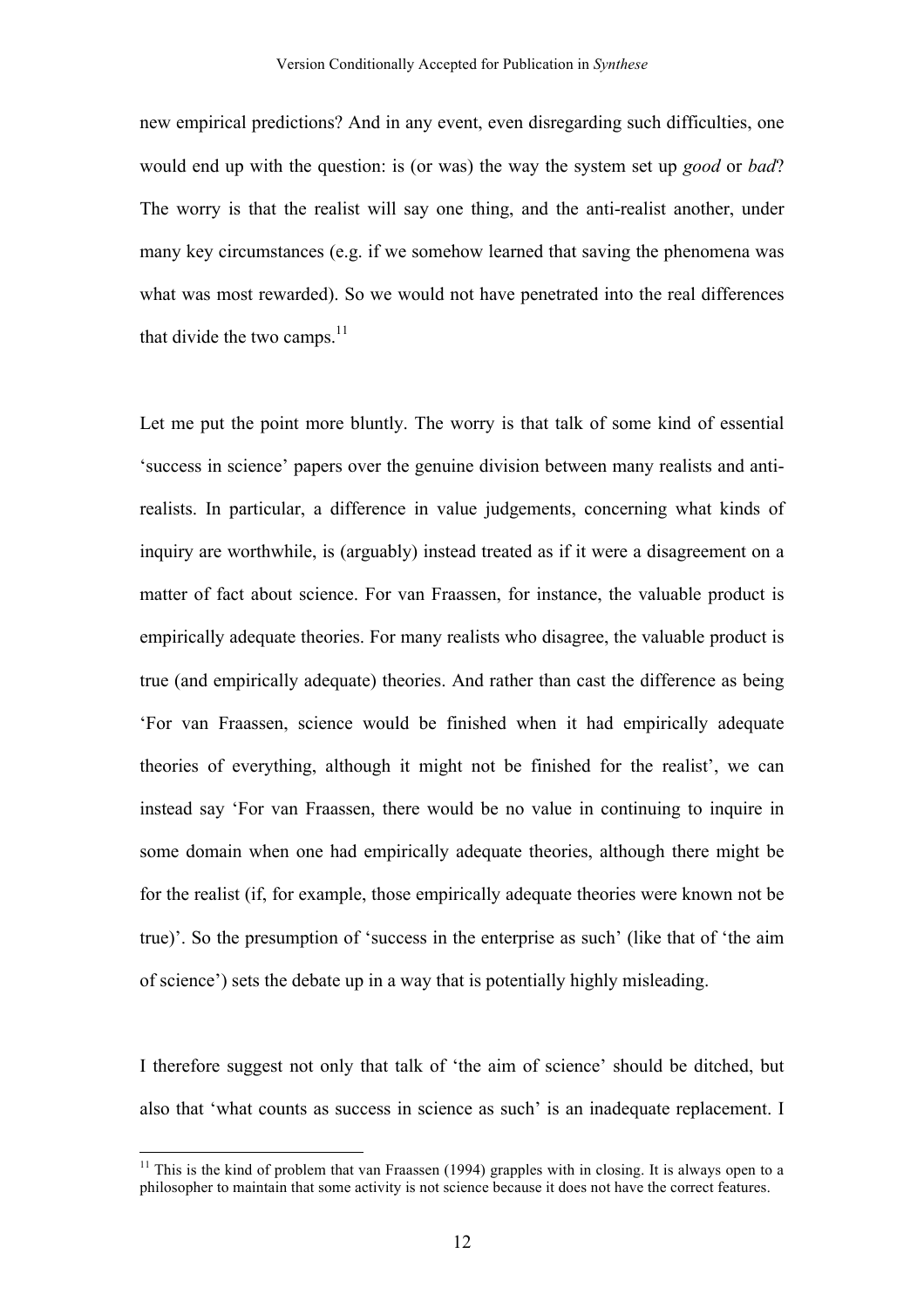new empirical predictions? And in any event, even disregarding such difficulties, one would end up with the question: is (or was) the way the system set up *good* or *bad*? The worry is that the realist will say one thing, and the anti-realist another, under many key circumstances (e.g. if we somehow learned that saving the phenomena was what was most rewarded). So we would not have penetrated into the real differences that divide the two camps.[11]

Let me put the point more bluntly. The worry is that talk of some kind of essential 'success in science' papers over the genuine division between many realists and anti-realists. In particular, a difference in value judgements, concerning what kinds of inquiry are worthwhile, is (arguably) instead treated as if it were a disagreement on a matter of fact about science. For van Fraassen, for instance, the valuable product is empirically adequate theories. For many realists who disagree, the valuable product is true (and empirically adequate) theories. And rather than cast the difference as being 'For van Fraassen, science would be finished when it had empirically adequate theories of everything, although it might not be finished for the realist', we can instead say 'For van Fraassen, there would be no value in continuing to inquire in some domain when one had empirically adequate theories, although there might be for the realist (if, for example, those empirically adequate theories were known not be true)'. So the presumption of 'success in the enterprise as such' (like that of 'the aim of science') sets the debate up in a way that is potentially highly misleading.

I therefore suggest not only that talk of 'the aim of science' should be ditched, but also that 'what counts as success in science as such' is an inadequate replacement. I

[11] This is the kind of problem that van Fraassen (1994) grapples with in closing. It is always open to a philosopher to maintain that some activity is not science because it does not have the correct features.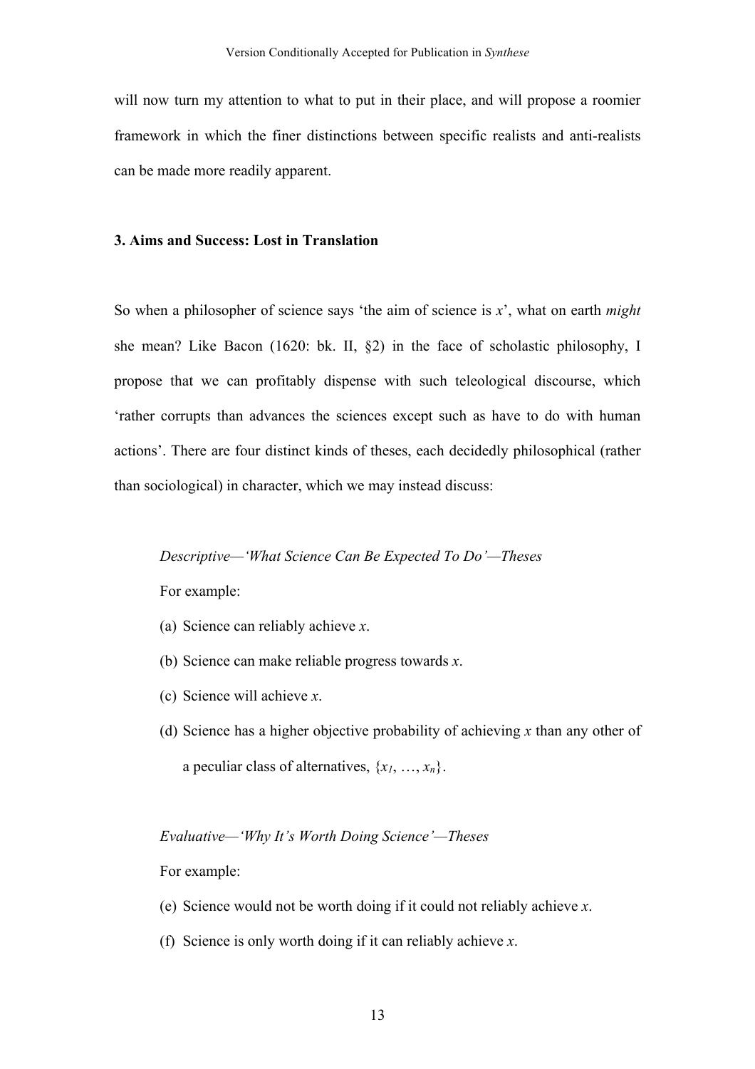will now turn my attention to what to put in their place, and will propose a roomier framework in which the finer distinctions between specific realists and anti-realists can be made more readily apparent.

### 3. Aims and Success: Lost in Translation

So when a philosopher of science says 'the aim of science is $x$', what on earth *might* she mean? Like Bacon (1620: bk. II, §2) in the face of scholastic philosophy, I propose that we can profitably dispense with such teleological discourse, which 'rather corrupts than advances the sciences except such as have to do with human actions'. There are four distinct kinds of theses, each decidedly philosophical (rather than sociological) in character, which we may instead discuss:

*Descriptive—'What Science Can Be Expected To Do'—Theses*

For example:

(a) Science can reliably achieve $x$.

(b) Science can make reliable progress towards $x$.

(c) Science will achieve $x$.

(d) Science has a higher objective probability of achieving $x$ than any other of a peculiar class of alternatives, $\{x_1, \ldots, x_n\}$.

*Evaluative—'Why It's Worth Doing Science'—Theses*

For example:

(e) Science would not be worth doing if it could not reliably achieve $x$.

(f) Science is only worth doing if it can reliably achieve $x$.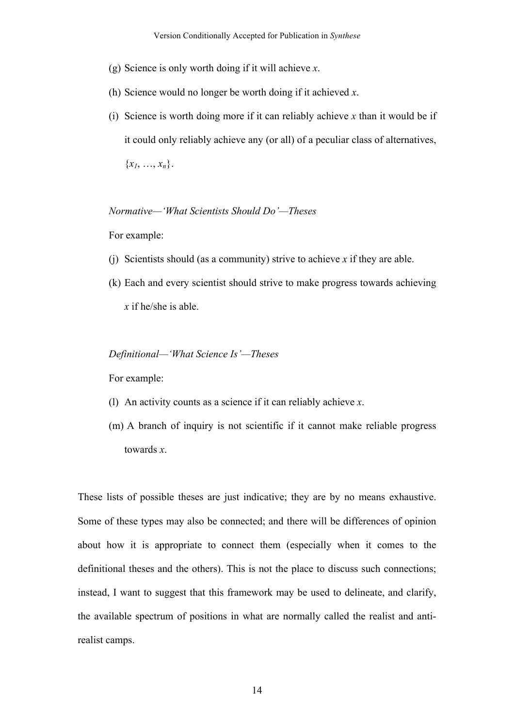(g) Science is only worth doing if it will achieve *x*.

(h) Science would no longer be worth doing if it achieved *x*.

(i) Science is worth doing more if it can reliably achieve *x* than it would be if it could only reliably achieve any (or all) of a peculiar class of alternatives, $\{x_1, \ldots, x_n\}$.

*Normative—'What Scientists Should Do'—Theses*

For example:

(j) Scientists should (as a community) strive to achieve *x* if they are able.

(k) Each and every scientist should strive to make progress towards achieving *x* if he/she is able.

*Definitional—'What Science Is'—Theses*

For example:

(l) An activity counts as a science if it can reliably achieve *x*.

(m) A branch of inquiry is not scientific if it cannot make reliable progress towards *x*.

These lists of possible theses are just indicative; they are by no means exhaustive. Some of these types may also be connected; and there will be differences of opinion about how it is appropriate to connect them (especially when it comes to the definitional theses and the others). This is not the place to discuss such connections; instead, I want to suggest that this framework may be used to delineate, and clarify, the available spectrum of positions in what are normally called the realist and anti-realist camps.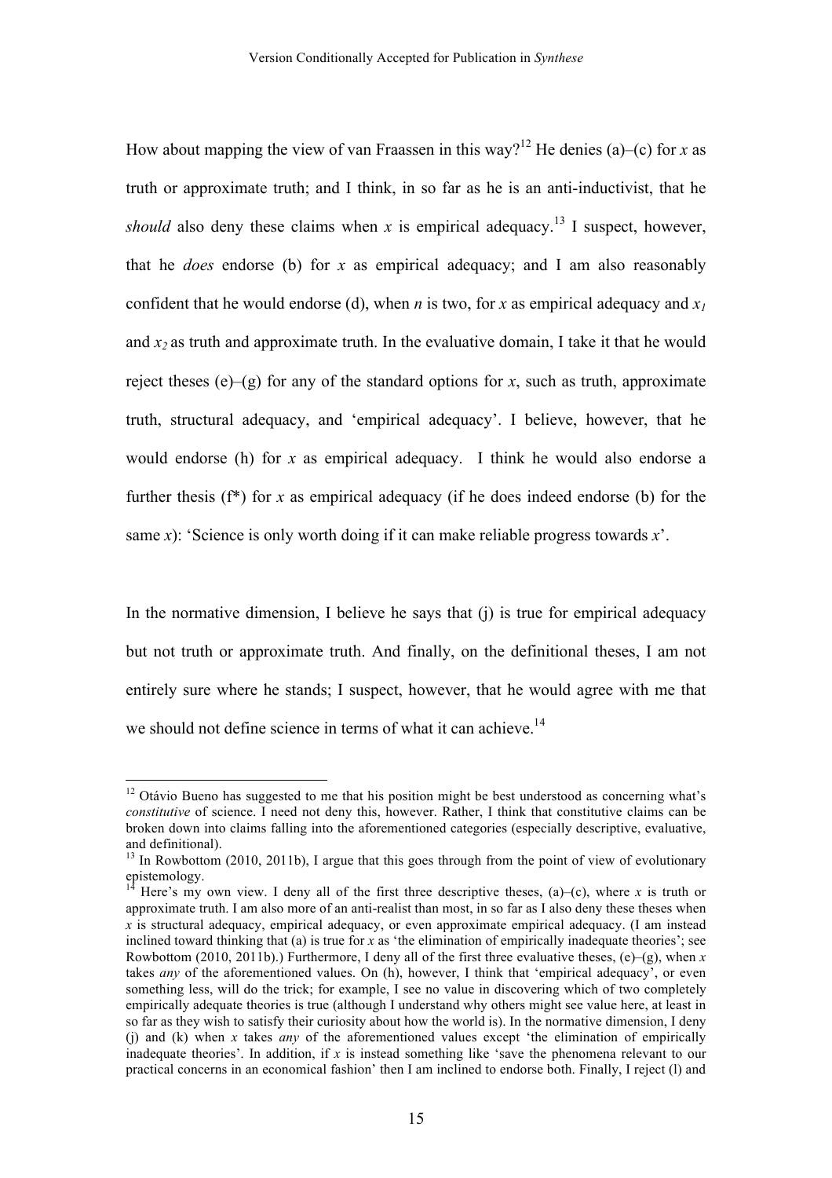How about mapping the view of van Fraassen in this way?[12] He denies (a)–(c) for *x* as truth or approximate truth; and I think, in so far as he is an anti-inductivist, that he *should* also deny these claims when *x* is empirical adequacy.[13] I suspect, however, that he *does* endorse (b) for *x* as empirical adequacy; and I am also reasonably confident that he would endorse (d), when *n* is two, for *x* as empirical adequacy and $x_1$ and $x_2$ as truth and approximate truth. In the evaluative domain, I take it that he would reject theses (e)–(g) for any of the standard options for *x*, such as truth, approximate truth, structural adequacy, and 'empirical adequacy'. I believe, however, that he would endorse (h) for *x* as empirical adequacy. I think he would also endorse a further thesis (f*) for *x* as empirical adequacy (if he does indeed endorse (b) for the same *x*): 'Science is only worth doing if it can make reliable progress towards *x*'.

In the normative dimension, I believe he says that (j) is true for empirical adequacy but not truth or approximate truth. And finally, on the definitional theses, I am not entirely sure where he stands; I suspect, however, that he would agree with me that we should not define science in terms of what it can achieve.[14]

---

[12] Otávio Bueno has suggested to me that his position might be best understood as concerning what's *constitutive* of science. I need not deny this, however. Rather, I think that constitutive claims can be broken down into claims falling into the aforementioned categories (especially descriptive, evaluative, and definitional).

[13] In Rowbottom (2010, 2011b), I argue that this goes through from the point of view of evolutionary epistemology.

[14] Here's my own view. I deny all of the first three descriptive theses, (a)–(c), where *x* is truth or approximate truth. I am also more of an anti-realist than most, in so far as I also deny these theses when *x* is structural adequacy, empirical adequacy, or even approximate empirical adequacy. (I am instead inclined toward thinking that (a) is true for *x* as 'the elimination of empirically inadequate theories'; see Rowbottom (2010, 2011b).) Furthermore, I deny all of the first three evaluative theses, (e)–(g), when *x* takes *any* of the aforementioned values. On (h), however, I think that 'empirical adequacy', or even something less, will do the trick; for example, I see no value in discovering which of two completely empirically adequate theories is true (although I understand why others might see value here, at least in so far as they wish to satisfy their curiosity about how the world is). In the normative dimension, I deny (j) and (k) when *x* takes *any* of the aforementioned values except 'the elimination of empirically inadequate theories'. In addition, if *x* is instead something like 'save the phenomena relevant to our practical concerns in an economical fashion' then I am inclined to endorse both. Finally, I reject (l) and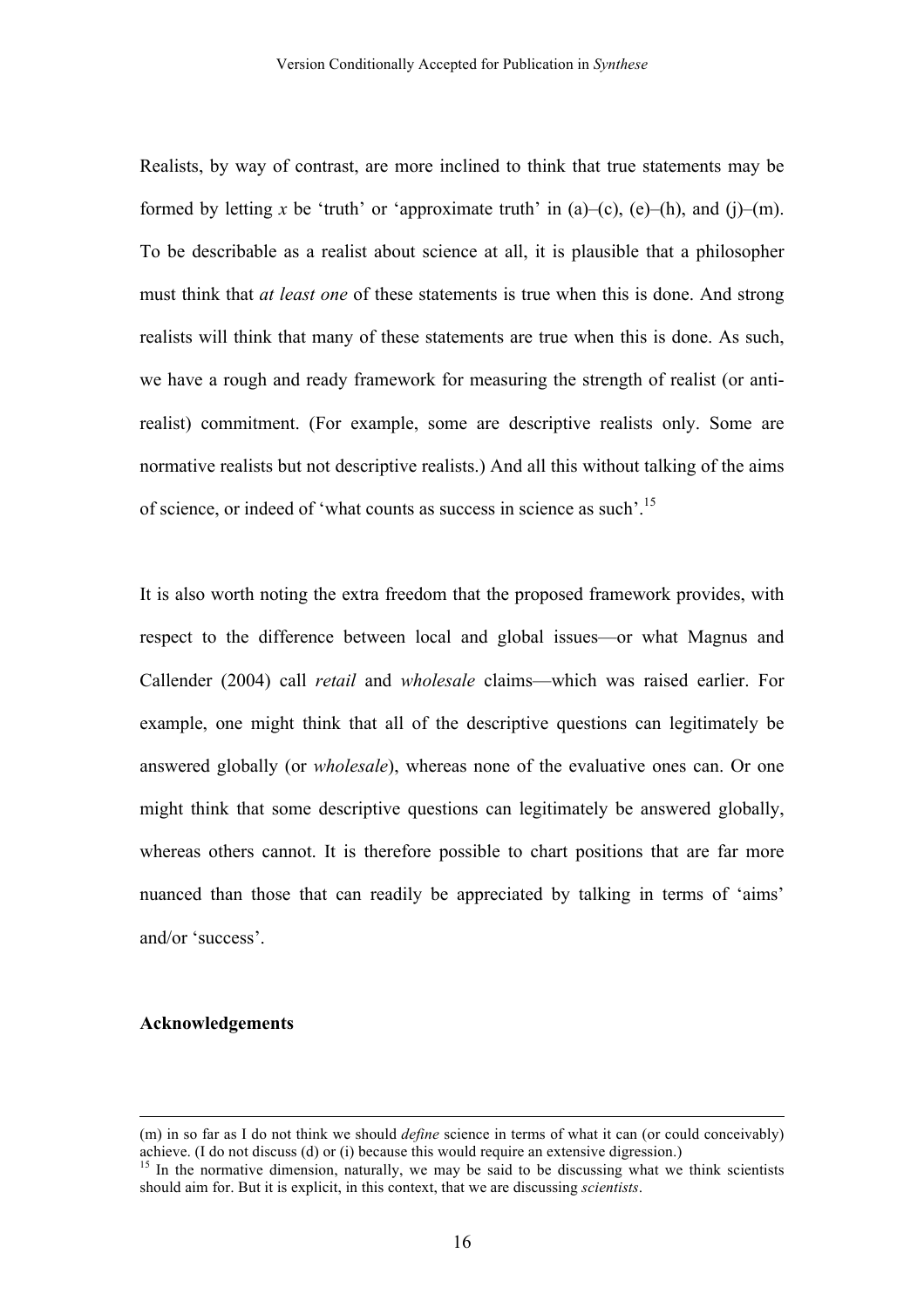Realists, by way of contrast, are more inclined to think that true statements may be formed by letting *x* be 'truth' or 'approximate truth' in (a)–(c), (e)–(h), and (j)–(m). To be describable as a realist about science at all, it is plausible that a philosopher must think that *at least one* of these statements is true when this is done. And strong realists will think that many of these statements are true when this is done. As such, we have a rough and ready framework for measuring the strength of realist (or anti-realist) commitment. (For example, some are descriptive realists only. Some are normative realists but not descriptive realists.) And all this without talking of the aims of science, or indeed of 'what counts as success in science as such'.[15]

It is also worth noting the extra freedom that the proposed framework provides, with respect to the difference between local and global issues—or what Magnus and Callender (2004) call *retail* and *wholesale* claims—which was raised earlier. For example, one might think that all of the descriptive questions can legitimately be answered globally (or *wholesale*), whereas none of the evaluative ones can. Or one might think that some descriptive questions can legitimately be answered globally, whereas others cannot. It is therefore possible to chart positions that are far more nuanced than those that can readily be appreciated by talking in terms of 'aims' and/or 'success'.

**Acknowledgements**

---

(m) in so far as I do not think we should *define* science in terms of what it can (or could conceivably) achieve. (I do not discuss (d) or (i) because this would require an extensive digression.)

[15] In the normative dimension, naturally, we may be said to be discussing what we think scientists should aim for. But it is explicit, in this context, that we are discussing *scientists*.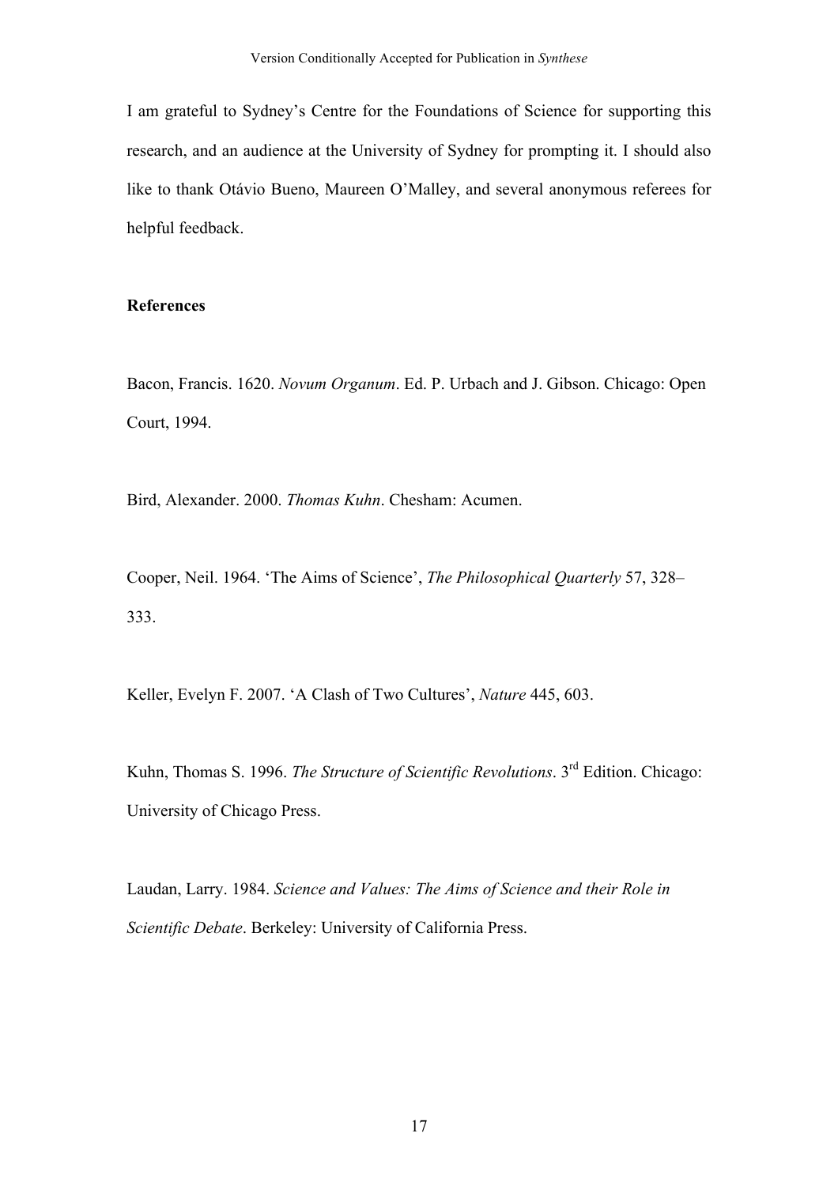I am grateful to Sydney's Centre for the Foundations of Science for supporting this research, and an audience at the University of Sydney for prompting it. I should also like to thank Otávio Bueno, Maureen O'Malley, and several anonymous referees for helpful feedback.

**References**

Bacon, Francis. 1620. *Novum Organum*. Ed. P. Urbach and J. Gibson. Chicago: Open Court, 1994.

Bird, Alexander. 2000. *Thomas Kuhn*. Chesham: Acumen.

Cooper, Neil. 1964. 'The Aims of Science', *The Philosophical Quarterly* 57, 328–333.

Keller, Evelyn F. 2007. 'A Clash of Two Cultures', *Nature* 445, 603.

Kuhn, Thomas S. 1996. *The Structure of Scientific Revolutions*. 3rd Edition. Chicago: University of Chicago Press.

Laudan, Larry. 1984. *Science and Values: The Aims of Science and their Role in Scientific Debate*. Berkeley: University of California Press.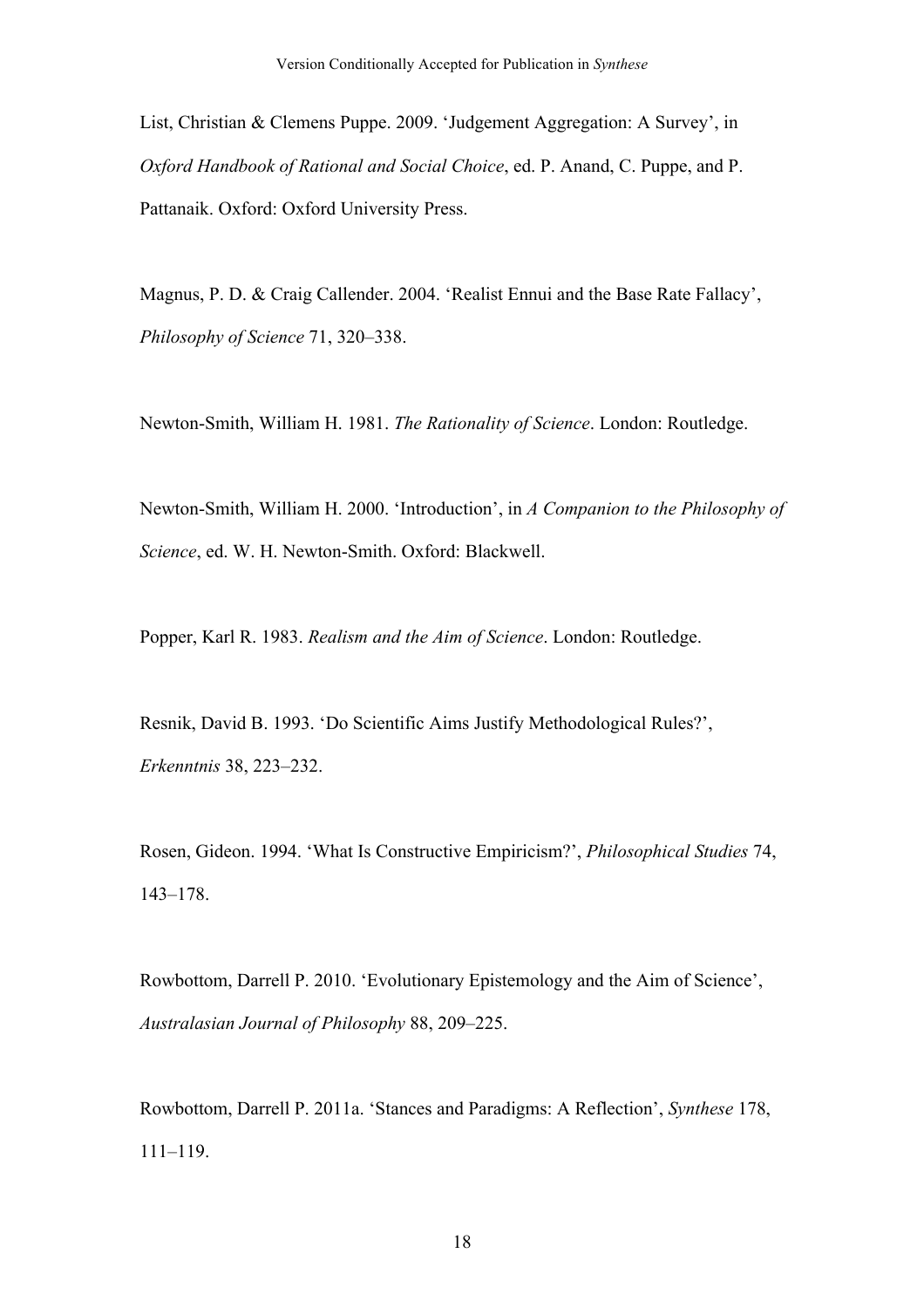List, Christian & Clemens Puppe. 2009. 'Judgement Aggregation: A Survey', in *Oxford Handbook of Rational and Social Choice*, ed. P. Anand, C. Puppe, and P. Pattanaik. Oxford: Oxford University Press.

Magnus, P. D. & Craig Callender. 2004. 'Realist Ennui and the Base Rate Fallacy', *Philosophy of Science* 71, 320–338.

Newton-Smith, William H. 1981. *The Rationality of Science*. London: Routledge.

Newton-Smith, William H. 2000. 'Introduction', in *A Companion to the Philosophy of Science*, ed. W. H. Newton-Smith. Oxford: Blackwell.

Popper, Karl R. 1983. *Realism and the Aim of Science*. London: Routledge.

Resnik, David B. 1993. 'Do Scientific Aims Justify Methodological Rules?', *Erkenntnis* 38, 223–232.

Rosen, Gideon. 1994. 'What Is Constructive Empiricism?', *Philosophical Studies* 74, 143–178.

Rowbottom, Darrell P. 2010. 'Evolutionary Epistemology and the Aim of Science', *Australasian Journal of Philosophy* 88, 209–225.

Rowbottom, Darrell P. 2011a. 'Stances and Paradigms: A Reflection', *Synthese* 178, 111–119.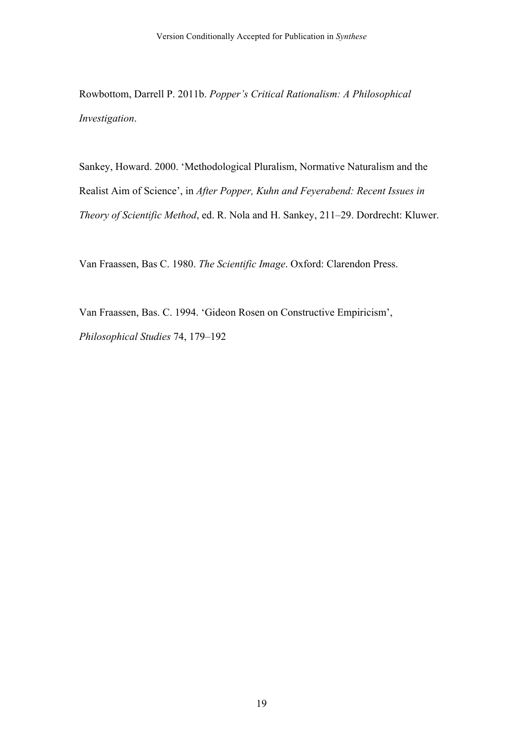Rowbottom, Darrell P. 2011b. *Popper's Critical Rationalism: A Philosophical Investigation*.

Sankey, Howard. 2000. 'Methodological Pluralism, Normative Naturalism and the Realist Aim of Science', in *After Popper, Kuhn and Feyerabend: Recent Issues in Theory of Scientific Method*, ed. R. Nola and H. Sankey, 211–29. Dordrecht: Kluwer.

Van Fraassen, Bas C. 1980. *The Scientific Image*. Oxford: Clarendon Press.

Van Fraassen, Bas. C. 1994. 'Gideon Rosen on Constructive Empiricism', *Philosophical Studies* 74, 179–192